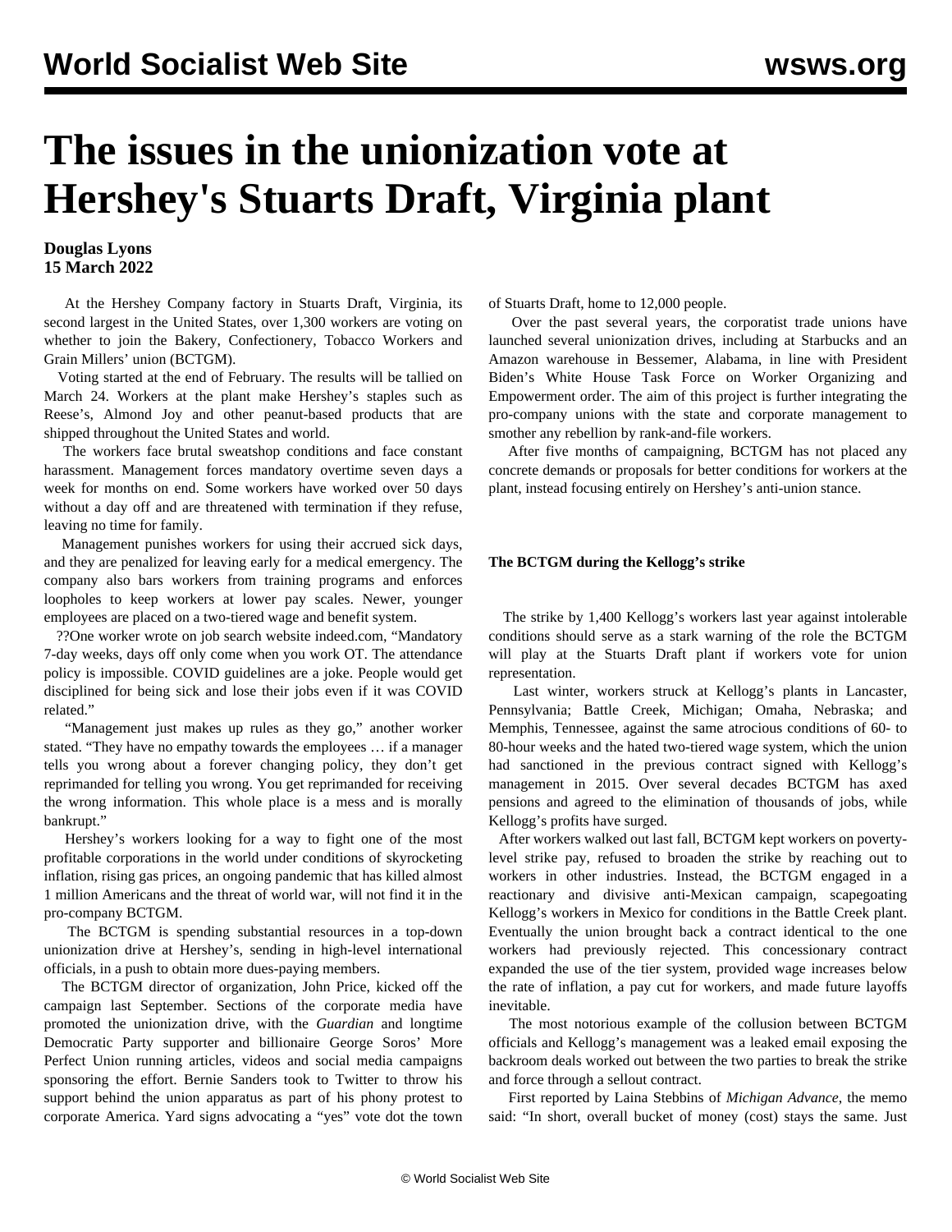# The issues in the unionization vote at Hershey's Stuarts Draft, Virginia plant

**Douglas Lyons**
**15 March 2022**

At the Hershey Company factory in Stuarts Draft, Virginia, its second largest in the United States, over 1,300 workers are voting on whether to join the Bakery, Confectionery, Tobacco Workers and Grain Millers' union (BCTGM).

Voting started at the end of February. The results will be tallied on March 24. Workers at the plant make Hershey's staples such as Reese's, Almond Joy and other peanut-based products that are shipped throughout the United States and world.

The workers face brutal sweatshop conditions and face constant harassment. Management forces mandatory overtime seven days a week for months on end. Some workers have worked over 50 days without a day off and are threatened with termination if they refuse, leaving no time for family.

Management punishes workers for using their accrued sick days, and they are penalized for leaving early for a medical emergency. The company also bars workers from training programs and enforces loopholes to keep workers at lower pay scales. Newer, younger employees are placed on a two-tiered wage and benefit system.

??One worker wrote on job search website indeed.com, "Mandatory 7-day weeks, days off only come when you work OT. The attendance policy is impossible. COVID guidelines are a joke. People would get disciplined for being sick and lose their jobs even if it was COVID related."

"Management just makes up rules as they go," another worker stated. "They have no empathy towards the employees … if a manager tells you wrong about a forever changing policy, they don't get reprimanded for telling you wrong. You get reprimanded for receiving the wrong information. This whole place is a mess and is morally bankrupt."

Hershey's workers looking for a way to fight one of the most profitable corporations in the world under conditions of skyrocketing inflation, rising gas prices, an ongoing pandemic that has killed almost 1 million Americans and the threat of world war, will not find it in the pro-company BCTGM.

The BCTGM is spending substantial resources in a top-down unionization drive at Hershey's, sending in high-level international officials, in a push to obtain more dues-paying members.

The BCTGM director of organization, John Price, kicked off the campaign last September. Sections of the corporate media have promoted the unionization drive, with the *Guardian* and longtime Democratic Party supporter and billionaire George Soros' More Perfect Union running articles, videos and social media campaigns sponsoring the effort. Bernie Sanders took to Twitter to throw his support behind the union apparatus as part of his phony protest to corporate America. Yard signs advocating a "yes" vote dot the town of Stuarts Draft, home to 12,000 people.

Over the past several years, the corporatist trade unions have launched several unionization drives, including at Starbucks and an Amazon warehouse in Bessemer, Alabama, in line with President Biden's White House Task Force on Worker Organizing and Empowerment order. The aim of this project is further integrating the pro-company unions with the state and corporate management to smother any rebellion by rank-and-file workers.

After five months of campaigning, BCTGM has not placed any concrete demands or proposals for better conditions for workers at the plant, instead focusing entirely on Hershey's anti-union stance.

**The BCTGM during the Kellogg's strike**

The strike by 1,400 Kellogg's workers last year against intolerable conditions should serve as a stark warning of the role the BCTGM will play at the Stuarts Draft plant if workers vote for union representation.

Last winter, workers struck at Kellogg's plants in Lancaster, Pennsylvania; Battle Creek, Michigan; Omaha, Nebraska; and Memphis, Tennessee, against the same atrocious conditions of 60- to 80-hour weeks and the hated two-tiered wage system, which the union had sanctioned in the previous contract signed with Kellogg's management in 2015. Over several decades BCTGM has axed pensions and agreed to the elimination of thousands of jobs, while Kellogg's profits have surged.

After workers walked out last fall, BCTGM kept workers on poverty-level strike pay, refused to broaden the strike by reaching out to workers in other industries. Instead, the BCTGM engaged in a reactionary and divisive anti-Mexican campaign, scapegoating Kellogg's workers in Mexico for conditions in the Battle Creek plant. Eventually the union brought back a contract identical to the one workers had previously rejected. This concessionary contract expanded the use of the tier system, provided wage increases below the rate of inflation, a pay cut for workers, and made future layoffs inevitable.

The most notorious example of the collusion between BCTGM officials and Kellogg's management was a leaked email exposing the backroom deals worked out between the two parties to break the strike and force through a sellout contract.

First reported by Laina Stebbins of *Michigan Advance*, the memo said: "In short, overall bucket of money (cost) stays the same. Just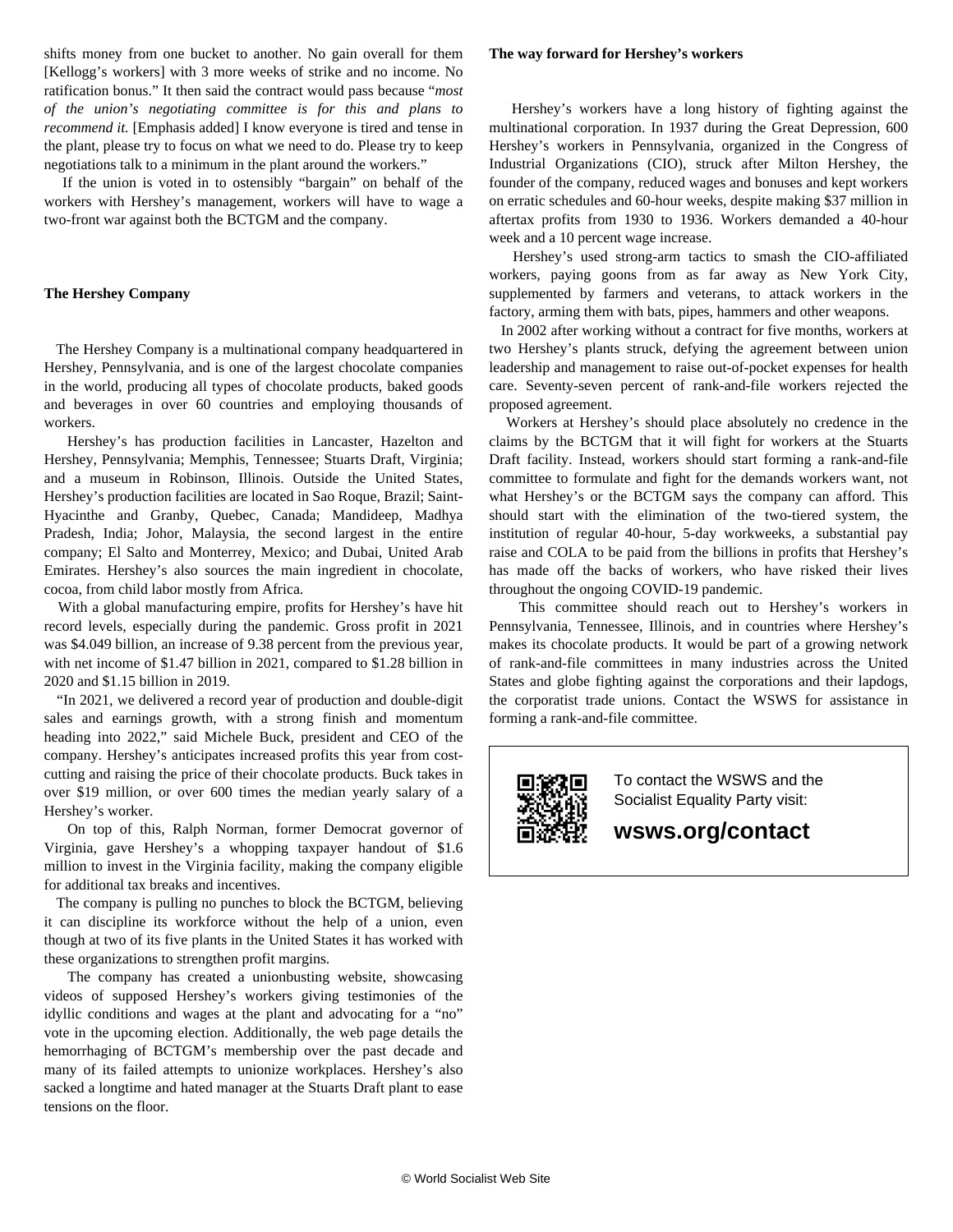shifts money from one bucket to another. No gain overall for them [Kellogg's workers] with 3 more weeks of strike and no income. No ratification bonus." It then said the contract would pass because "*most of the union's negotiating committee is for this and plans to recommend it.* [Emphasis added] I know everyone is tired and tense in the plant, please try to focus on what we need to do. Please try to keep negotiations talk to a minimum in the plant around the workers."

If the union is voted in to ostensibly "bargain" on behalf of the workers with Hershey's management, workers will have to wage a two-front war against both the BCTGM and the company.

**The Hershey Company**

The Hershey Company is a multinational company headquartered in Hershey, Pennsylvania, and is one of the largest chocolate companies in the world, producing all types of chocolate products, baked goods and beverages in over 60 countries and employing thousands of workers.

Hershey's has production facilities in Lancaster, Hazelton and Hershey, Pennsylvania; Memphis, Tennessee; Stuarts Draft, Virginia; and a museum in Robinson, Illinois. Outside the United States, Hershey's production facilities are located in Sao Roque, Brazil; Saint-Hyacinthe and Granby, Quebec, Canada; Mandideep, Madhya Pradesh, India; Johor, Malaysia, the second largest in the entire company; El Salto and Monterrey, Mexico; and Dubai, United Arab Emirates. Hershey's also sources the main ingredient in chocolate, cocoa, from child labor mostly from Africa.

With a global manufacturing empire, profits for Hershey's have hit record levels, especially during the pandemic. Gross profit in 2021 was $4.049 billion, an increase of 9.38 percent from the previous year, with net income of $1.47 billion in 2021, compared to $1.28 billion in 2020 and $1.15 billion in 2019.

"In 2021, we delivered a record year of production and double-digit sales and earnings growth, with a strong finish and momentum heading into 2022," said Michele Buck, president and CEO of the company. Hershey's anticipates increased profits this year from cost-cutting and raising the price of their chocolate products. Buck takes in over $19 million, or over 600 times the median yearly salary of a Hershey's worker.

On top of this, Ralph Norman, former Democrat governor of Virginia, gave Hershey's a whopping taxpayer handout of $1.6 million to invest in the Virginia facility, making the company eligible for additional tax breaks and incentives.

The company is pulling no punches to block the BCTGM, believing it can discipline its workforce without the help of a union, even though at two of its five plants in the United States it has worked with these organizations to strengthen profit margins.

The company has created a unionbusting website, showcasing videos of supposed Hershey's workers giving testimonies of the idyllic conditions and wages at the plant and advocating for a "no" vote in the upcoming election. Additionally, the web page details the hemorrhaging of BCTGM's membership over the past decade and many of its failed attempts to unionize workplaces. Hershey's also sacked a longtime and hated manager at the Stuarts Draft plant to ease tensions on the floor.

**The way forward for Hershey's workers**

Hershey's workers have a long history of fighting against the multinational corporation. In 1937 during the Great Depression, 600 Hershey's workers in Pennsylvania, organized in the Congress of Industrial Organizations (CIO), struck after Milton Hershey, the founder of the company, reduced wages and bonuses and kept workers on erratic schedules and 60-hour weeks, despite making $37 million in aftertax profits from 1930 to 1936. Workers demanded a 40-hour week and a 10 percent wage increase.

Hershey's used strong-arm tactics to smash the CIO-affiliated workers, paying goons from as far away as New York City, supplemented by farmers and veterans, to attack workers in the factory, arming them with bats, pipes, hammers and other weapons.

In 2002 after working without a contract for five months, workers at two Hershey's plants struck, defying the agreement between union leadership and management to raise out-of-pocket expenses for health care. Seventy-seven percent of rank-and-file workers rejected the proposed agreement.

Workers at Hershey's should place absolutely no credence in the claims by the BCTGM that it will fight for workers at the Stuarts Draft facility. Instead, workers should start forming a rank-and-file committee to formulate and fight for the demands workers want, not what Hershey's or the BCTGM says the company can afford. This should start with the elimination of the two-tiered system, the institution of regular 40-hour, 5-day workweeks, a substantial pay raise and COLA to be paid from the billions in profits that Hershey's has made off the backs of workers, who have risked their lives throughout the ongoing COVID-19 pandemic.

This committee should reach out to Hershey's workers in Pennsylvania, Tennessee, Illinois, and in countries where Hershey's makes its chocolate products. It would be part of a growing network of rank-and-file committees in many industries across the United States and globe fighting against the corporations and their lapdogs, the corporatist trade unions. Contact the WSWS for assistance in forming a rank-and-file committee.

To contact the WSWS and the Socialist Equality Party visit:

**wsws.org/contact**